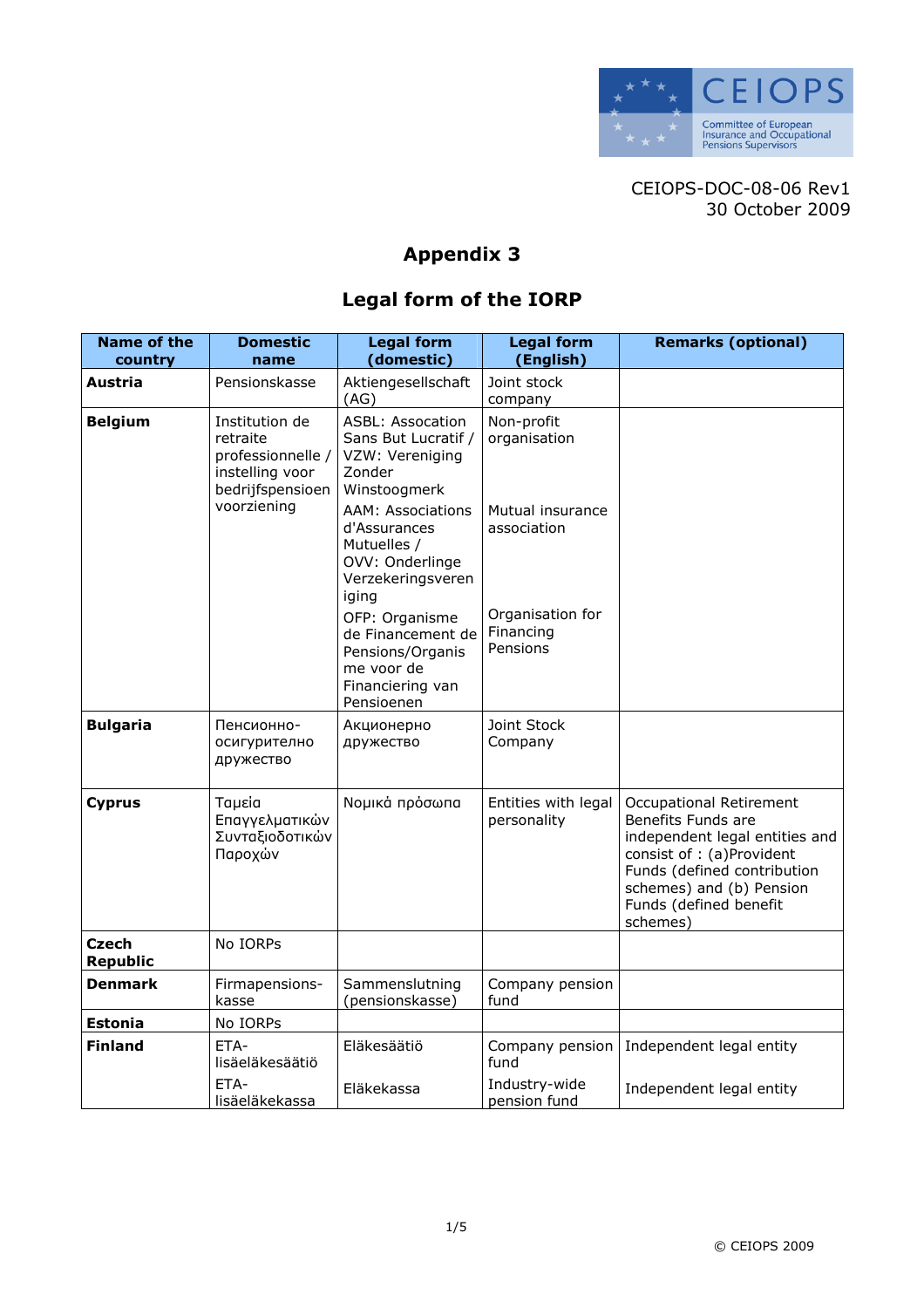CEIOPS-DOC-08-06 Rev1
30 October 2009

# Appendix 3

## Legal form of the IORP

| Name of the country | Domestic name | Legal form (domestic) | Legal form (English) | Remarks (optional) |
|---|---|---|---|---|
| **Austria** | Pensionskasse | Aktiengesellschaft (AG) | Joint stock company | |
| **Belgium** | Institution de retraite professionnelle / instelling voor bedrijfspensioen voorziening | ASBL: Assocation Sans But Lucratif / VZW: Vereniging Zonder Winstoogmerk | Non-profit organisation | |
| | | AAM: Associations d'Assurances Mutuelles / OVV: Onderlinge Verzekeringsvereniging | Mutual insurance association | |
| | | OFP: Organisme de Financement de Pensions/Organisme voor de Financiering van Pensioenen | Organisation for Financing Pensions | |
| **Bulgaria** | Пенсионно-осигурително дружество | Акционерно дружество | Joint Stock Company | |
| **Cyprus** | Ταμεία Επαγγελματικών Συνταξιοδοτικών Παροχών | Νομικά πρόσωπα | Entities with legal personality | Occupational Retirement Benefits Funds are independent legal entities and consist of : (a)Provident Funds (defined contribution schemes) and (b) Pension Funds (defined benefit schemes) |
| **Czech Republic** | No IORPs | | | |
| **Denmark** | Firmapensions-kasse | Sammenslutning (pensionskasse) | Company pension fund | |
| **Estonia** | No IORPs | | | |
| **Finland** | ETA-lisäeläkesäätiö | Eläkesäätiö | Company pension fund | Independent legal entity |
| | ETA-lisäeläkekassa | Eläkekassa | Industry-wide pension fund | Independent legal entity |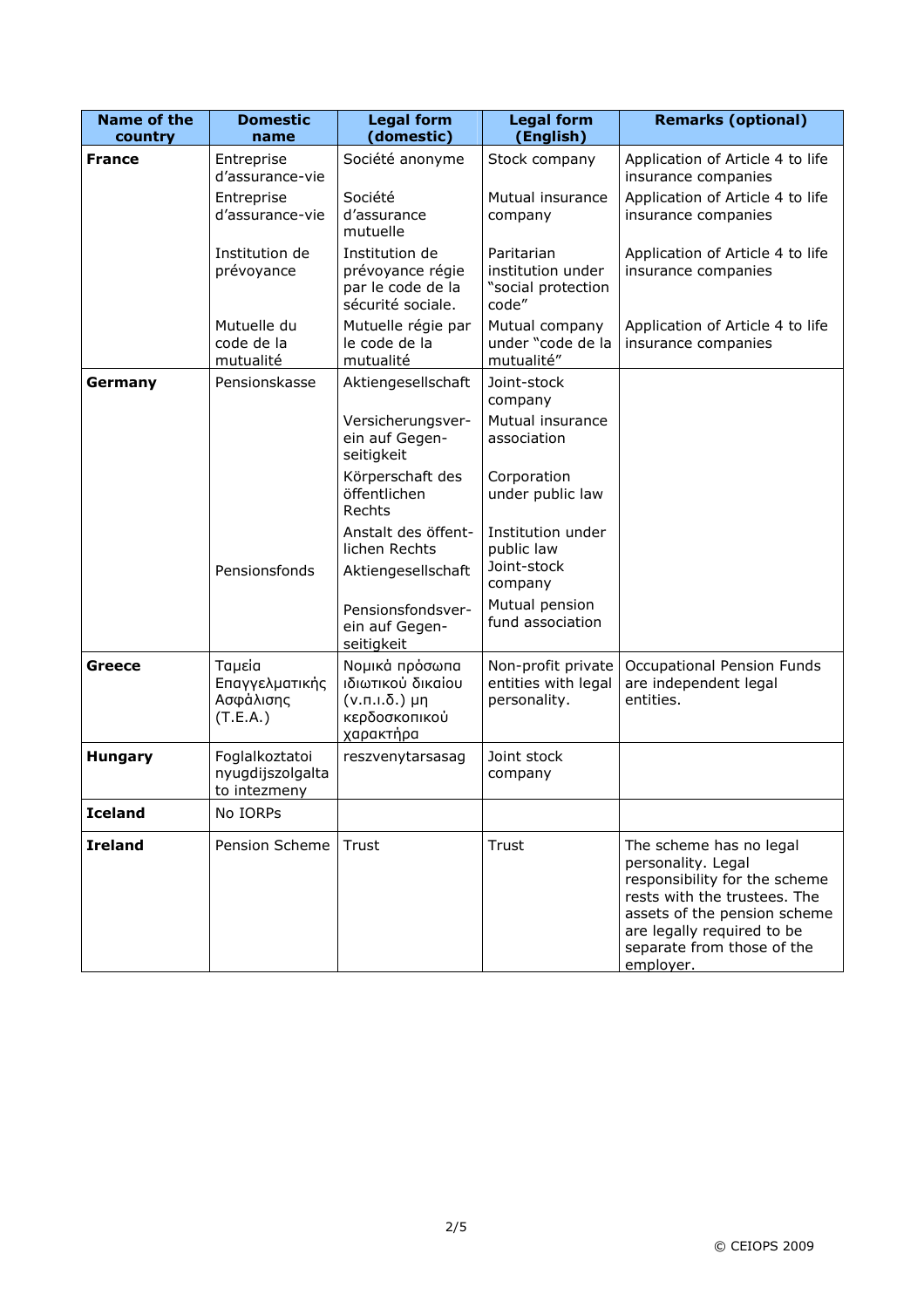| Name of the country | Domestic name | Legal form (domestic) | Legal form (English) | Remarks (optional) |
|---|---|---|---|---|
| **France** | Entreprise d'assurance-vie | Société anonyme | Stock company | Application of Article 4 to life insurance companies |
| | Entreprise d'assurance-vie | Société d'assurance mutuelle | Mutual insurance company | Application of Article 4 to life insurance companies |
| | Institution de prévoyance | Institution de prévoyance régie par le code de la sécurité sociale. | Paritarian institution under "social protection code" | Application of Article 4 to life insurance companies |
| | Mutuelle du code de la mutualité | Mutuelle régie par le code de la mutualité | Mutual company under "code de la mutualité" | Application of Article 4 to life insurance companies |
| **Germany** | Pensionskasse | Aktiengesellschaft | Joint-stock company | |
| | | Versicherungsver-ein auf Gegen-seitigkeit | Mutual insurance association | |
| | | Körperschaft des öffentlichen Rechts | Corporation under public law | |
| | | Anstalt des öffent-lichen Rechts | Institution under public law | |
| | Pensionsfonds | Aktiengesellschaft | Joint-stock company | |
| | | Pensionsfondsver-ein auf Gegen-seitigkeit | Mutual pension fund association | |
| **Greece** | Ταμεία Επαγγελματικής Ασφάλισης (Τ.Ε.Α.) | Νομικά πρόσωπα ιδιωτικού δικαίου (ν.π.ι.δ.) μη κερδοσκοπικού χαρακτήρα | Non-profit private entities with legal personality. | Occupational Pension Funds are independent legal entities. |
| **Hungary** | Foglalkoztatoi nyugdijszolgalta to intezmeny | reszvenytarsasag | Joint stock company | |
| **Iceland** | No IORPs | | | |
| **Ireland** | Pension Scheme | Trust | Trust | The scheme has no legal personality. Legal responsibility for the scheme rests with the trustees. The assets of the pension scheme are legally required to be separate from those of the employer. |

© CEIOPS 2009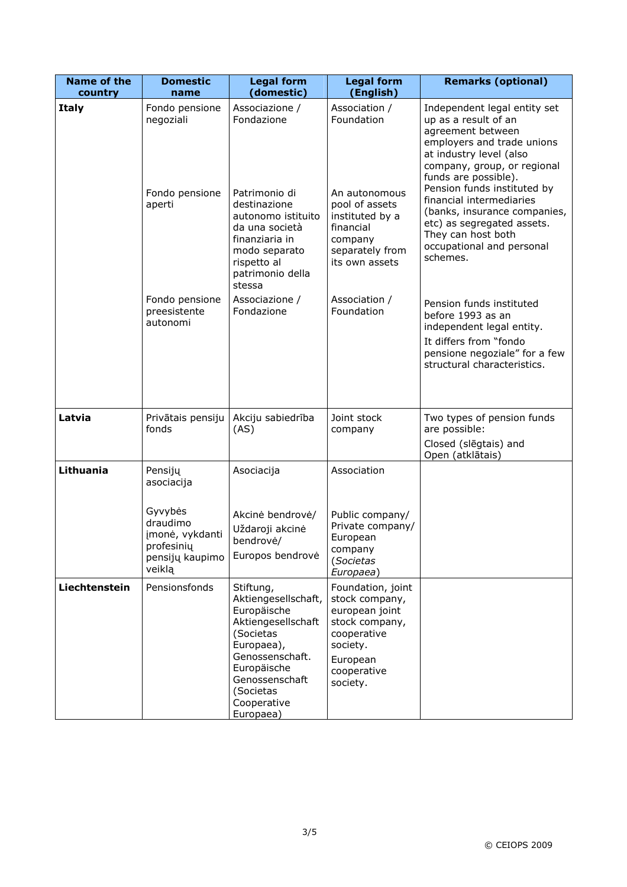| Name of the country | Domestic name | Legal form (domestic) | Legal form (English) | Remarks (optional) |
| --- | --- | --- | --- | --- |
| **Italy** | Fondo pensione negoziali | Associazione / Fondazione | Association / Foundation | Independent legal entity set up as a result of an agreement between employers and trade unions at industry level (also company, group, or regional funds are possible). |
| | Fondo pensione aperti | Patrimonio di destinazione autonomo istituito da una società finanziaria in modo separato rispetto al patrimonio della stessa | An autonomous pool of assets instituted by a financial company separately from its own assets | Pension funds instituted by financial intermediaries (banks, insurance companies, etc) as segregated assets. They can host both occupational and personal schemes. |
| | Fondo pensione preesistente autonomi | Associazione / Fondazione | Association / Foundation | Pension funds instituted before 1993 as an independent legal entity. It differs from "fondo pensione negoziale" for a few structural characteristics. |
| **Latvia** | Privātais pensiju fonds | Akciju sabiedrība (AS) | Joint stock company | Two types of pension funds are possible: Closed (slēgtais) and Open (atklātais) |
| **Lithuania** | Pensijų asociacija | Asociacija | Association | |
| | Gyvybės draudimo įmonė, vykdanti profesinių pensijų kaupimo veiklą | Akcinė bendrovė/ Uždaroji akcinė bendrovė/ Europos bendrovė | Public company/ Private company/ European company (*Societas Europaea*) | |
| **Liechtenstein** | Pensionsfonds | Stiftung, Aktiengesellschaft, Europäische Aktiengesellschaft (Societas Europaea), Genossenschaft. Europäische Genossenschaft (Societas Cooperative Europaea) | Foundation, joint stock company, european joint stock company, cooperative society. European cooperative society. | |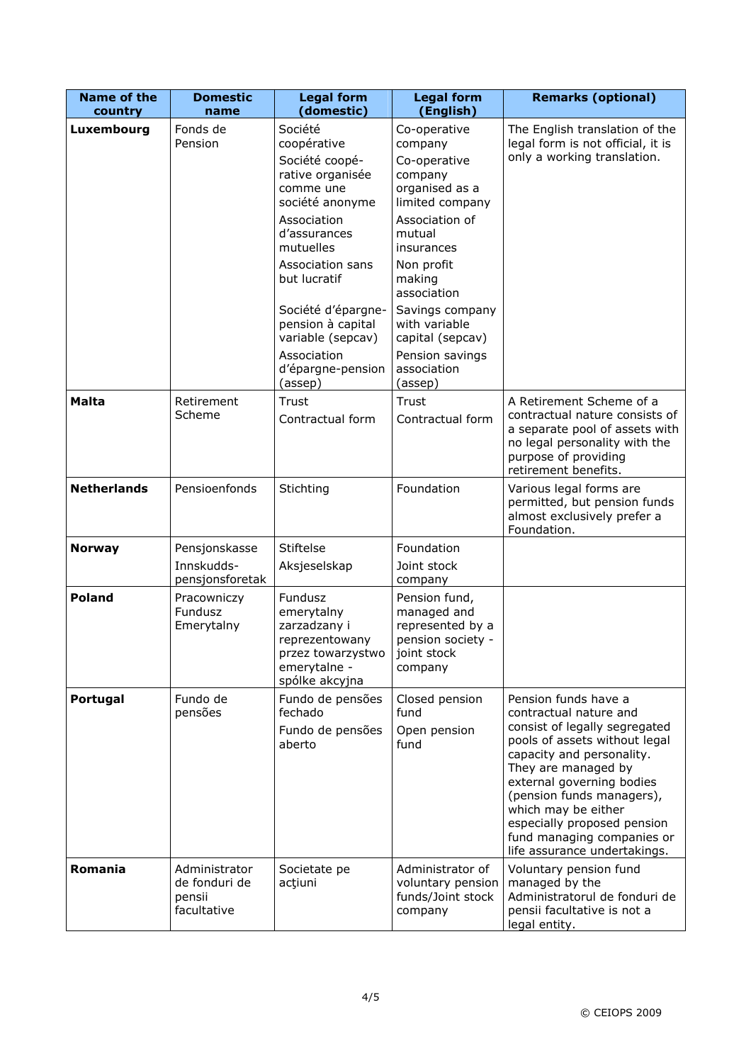| Name of the country | Domestic name | Legal form (domestic) | Legal form (English) | Remarks (optional) |
|---|---|---|---|---|
| **Luxembourg** | Fonds de Pension | Société coopérative<br>Société coopé-rative organisée comme une société anonyme<br>Association d'assurances mutuelles<br>Association sans but lucratif<br>Société d'épargne-pension à capital variable (sepcav)<br>Association d'épargne-pension (assep) | Co-operative company<br>Co-operative company organised as a limited company<br>Association of mutual insurances<br>Non profit making association<br>Savings company with variable capital (sepcav)<br>Pension savings association (assep) | The English translation of the legal form is not official, it is only a working translation. |
| **Malta** | Retirement Scheme | Trust<br>Contractual form | Trust<br>Contractual form | A Retirement Scheme of a contractual nature consists of a separate pool of assets with no legal personality with the purpose of providing retirement benefits. |
| **Netherlands** | Pensioenfonds | Stichting | Foundation | Various legal forms are permitted, but pension funds almost exclusively prefer a Foundation. |
| **Norway** | Pensjonskasse<br>Innskudds-pensjonsforetak | Stiftelse<br>Aksjeselskap | Foundation<br>Joint stock company | |
| **Poland** | Pracowniczy Fundusz Emerytalny | Fundusz emerytalny zarzadzany i reprezentowany przez towarzystwo emerytalne - spólke akcyjna | Pension fund, managed and represented by a pension society - joint stock company | |
| **Portugal** | Fundo de pensões | Fundo de pensões fechado<br>Fundo de pensões aberto | Closed pension fund<br>Open pension fund | Pension funds have a contractual nature and consist of legally segregated pools of assets without legal capacity and personality. They are managed by external governing bodies (pension funds managers), which may be either especially proposed pension fund managing companies or life assurance undertakings. |
| **Romania** | Administrator de fonduri de pensii facultative | Societate pe acţiuni | Administrator of voluntary pension funds/Joint stock company | Voluntary pension fund managed by the Administratorul de fonduri de pensii facultative is not a legal entity. |

© CEIOPS 2009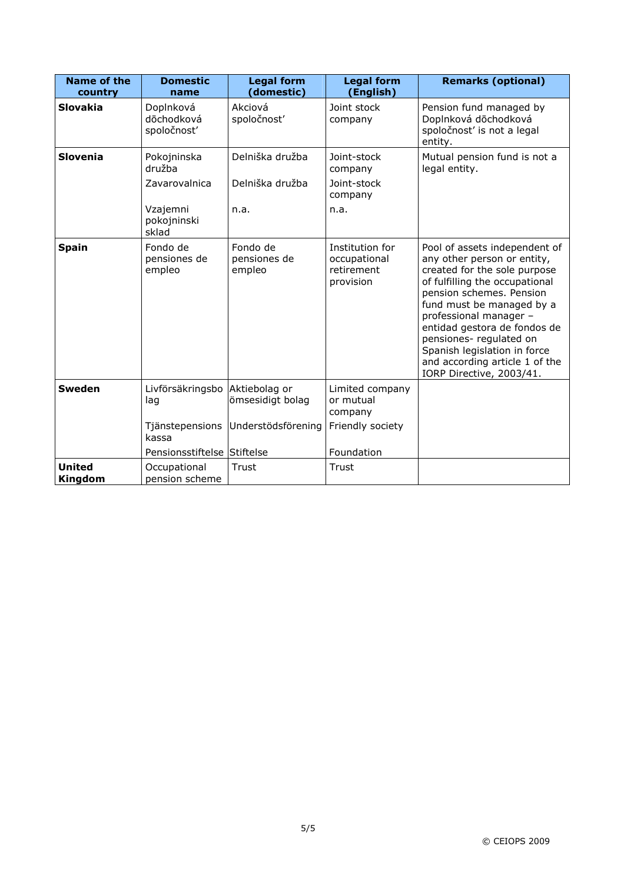| Name of the country | Domestic name | Legal form (domestic) | Legal form (English) | Remarks (optional) |
|---|---|---|---|---|
| **Slovakia** | Doplnková dōchodková spoločnost' | Akciová spoločnost' | Joint stock company | Pension fund managed by Doplnková dōchodková spoločnost' is not a legal entity. |
| **Slovenia** | Pokojninska družba | Delniška družba | Joint-stock company | Mutual pension fund is not a legal entity. |
| | Zavarovalnica | Delniška družba | Joint-stock company | |
| | Vzajemni pokojninski sklad | n.a. | n.a. | |
| **Spain** | Fondo de pensiones de empleo | Fondo de pensiones de empleo | Institution for occupational retirement provision | Pool of assets independent of any other person or entity, created for the sole purpose of fulfilling the occupational pension schemes. Pension fund must be managed by a professional manager – entidad gestora de fondos de pensiones- regulated on Spanish legislation in force and according article 1 of the IORP Directive, 2003/41. |
| **Sweden** | Livförsäkringsbolag | Aktiebolag or ömsesidigt bolag | Limited company or mutual company | |
| | Tjänstepensionskassa | Understödsförening | Friendly society | |
| | Pensionsstiftelse | Stiftelse | Foundation | |
| **United Kingdom** | Occupational pension scheme | Trust | Trust | |

© CEIOPS 2009